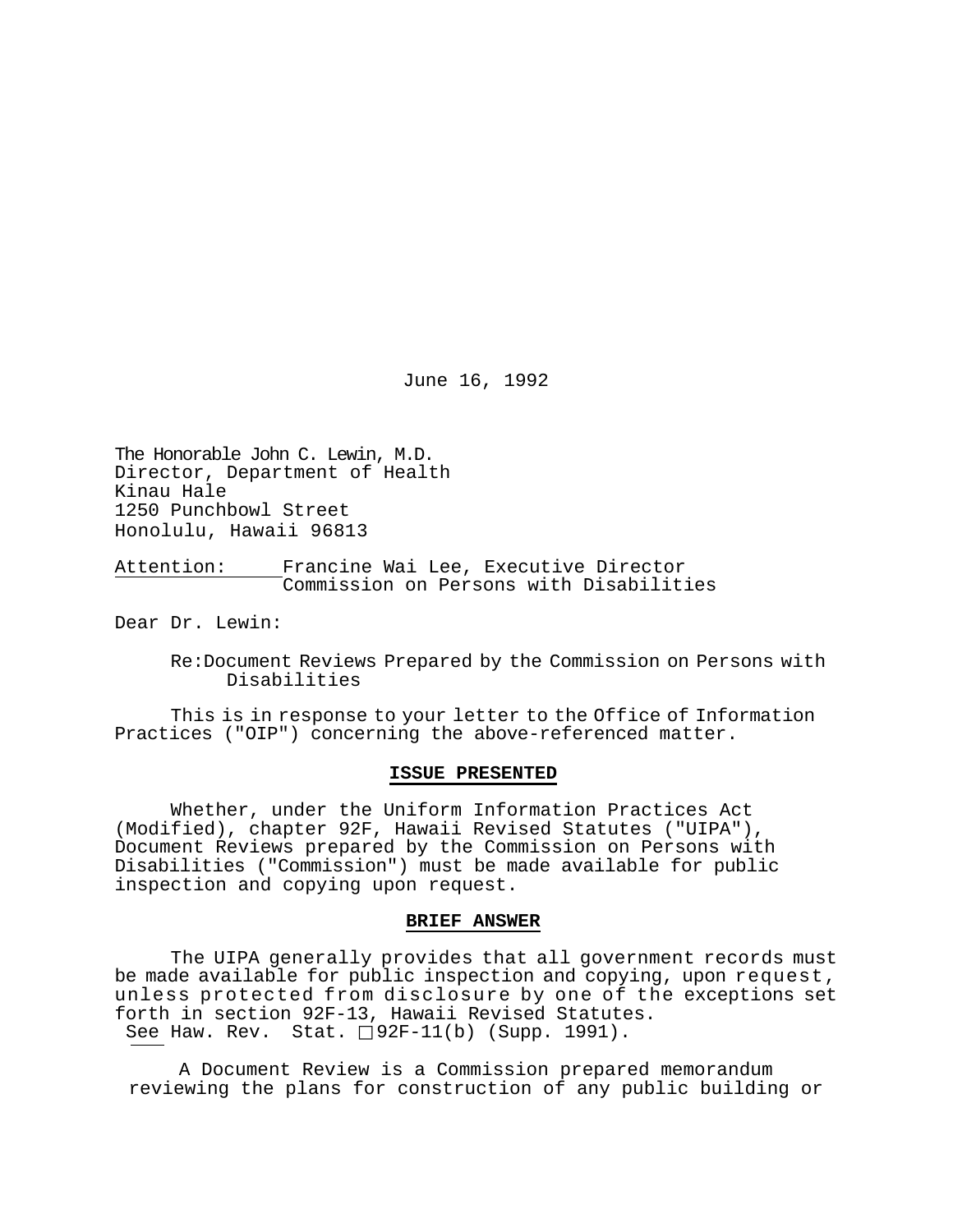June 16, 1992

The Honorable John C. Lewin, M.D.
Director, Department of Health
Kinau Hale
1250 Punchbowl Street
Honolulu, Hawaii 96813

Attention: Francine Wai Lee, Executive Director
Commission on Persons with Disabilities

Dear Dr. Lewin:

Re: Document Reviews Prepared by the Commission on Persons with Disabilities

This is in response to your letter to the Office of Information Practices ("OIP") concerning the above-referenced matter.

## ISSUE PRESENTED

Whether, under the Uniform Information Practices Act (Modified), chapter 92F, Hawaii Revised Statutes ("UIPA"), Document Reviews prepared by the Commission on Persons with Disabilities ("Commission") must be made available for public inspection and copying upon request.

## BRIEF ANSWER

The UIPA generally provides that all government records must be made available for public inspection and copying, upon request, unless protected from disclosure by one of the exceptions set forth in section 92F-13, Hawaii Revised Statutes. See Haw. Rev. Stat. § 92F-11(b) (Supp. 1991).

A Document Review is a Commission prepared memorandum reviewing the plans for construction of any public building or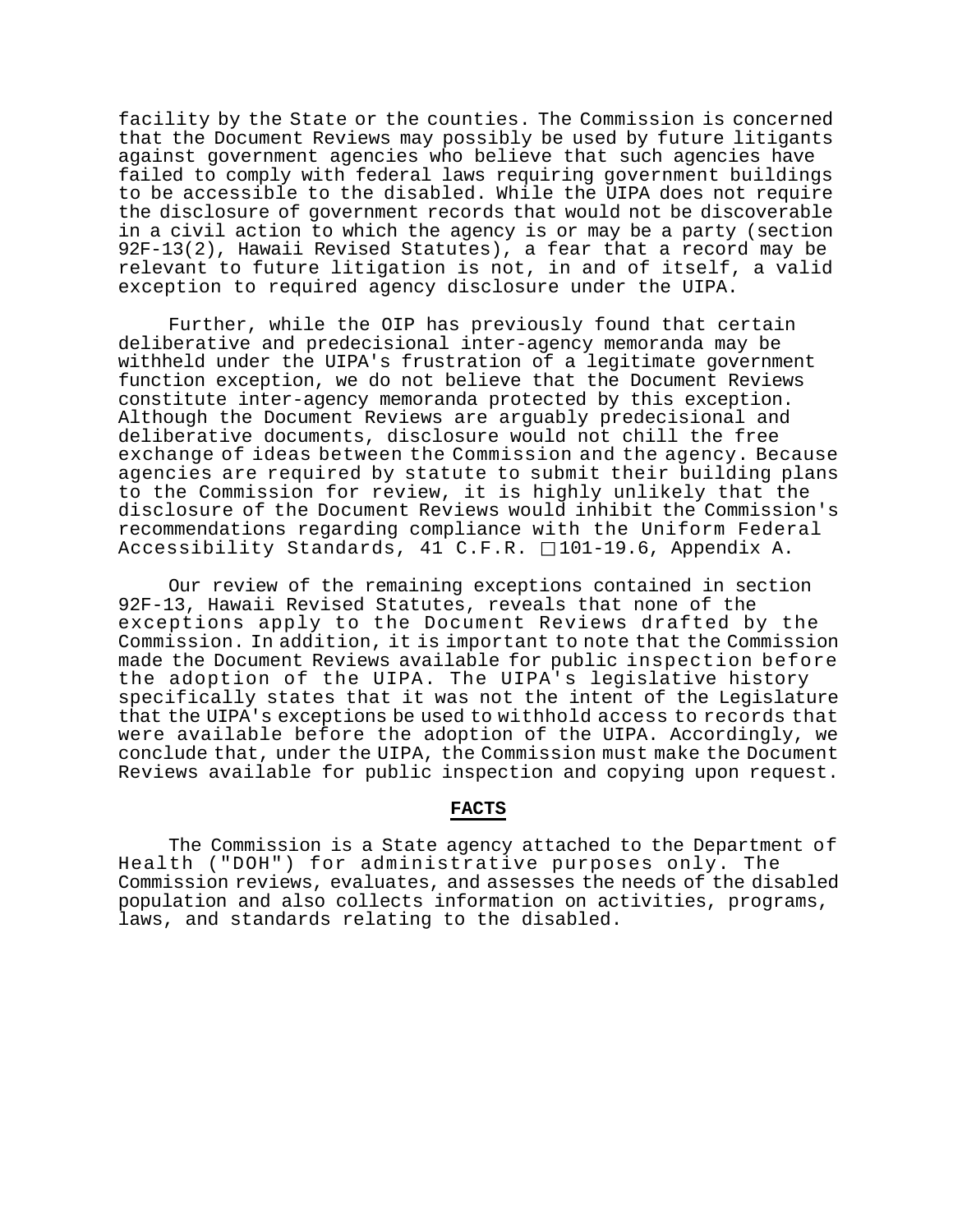facility by the State or the counties. The Commission is concerned that the Document Reviews may possibly be used by future litigants against government agencies who believe that such agencies have failed to comply with federal laws requiring government buildings to be accessible to the disabled. While the UIPA does not require the disclosure of government records that would not be discoverable in a civil action to which the agency is or may be a party (section 92F-13(2), Hawaii Revised Statutes), a fear that a record may be relevant to future litigation is not, in and of itself, a valid exception to required agency disclosure under the UIPA.

Further, while the OIP has previously found that certain deliberative and predecisional inter-agency memoranda may be withheld under the UIPA's frustration of a legitimate government function exception, we do not believe that the Document Reviews constitute inter-agency memoranda protected by this exception. Although the Document Reviews are arguably predecisional and deliberative documents, disclosure would not chill the free exchange of ideas between the Commission and the agency. Because agencies are required by statute to submit their building plans to the Commission for review, it is highly unlikely that the disclosure of the Document Reviews would inhibit the Commission's recommendations regarding compliance with the Uniform Federal Accessibility Standards, 41 C.F.R. §101-19.6, Appendix A.

Our review of the remaining exceptions contained in section 92F-13, Hawaii Revised Statutes, reveals that none of the exceptions apply to the Document Reviews drafted by the Commission. In addition, it is important to note that the Commission made the Document Reviews available for public inspection before the adoption of the UIPA. The UIPA's legislative history specifically states that it was not the intent of the Legislature that the UIPA's exceptions be used to withhold access to records that were available before the adoption of the UIPA. Accordingly, we conclude that, under the UIPA, the Commission must make the Document Reviews available for public inspection and copying upon request.

## FACTS

The Commission is a State agency attached to the Department of Health ("DOH") for administrative purposes only. The Commission reviews, evaluates, and assesses the needs of the disabled population and also collects information on activities, programs, laws, and standards relating to the disabled.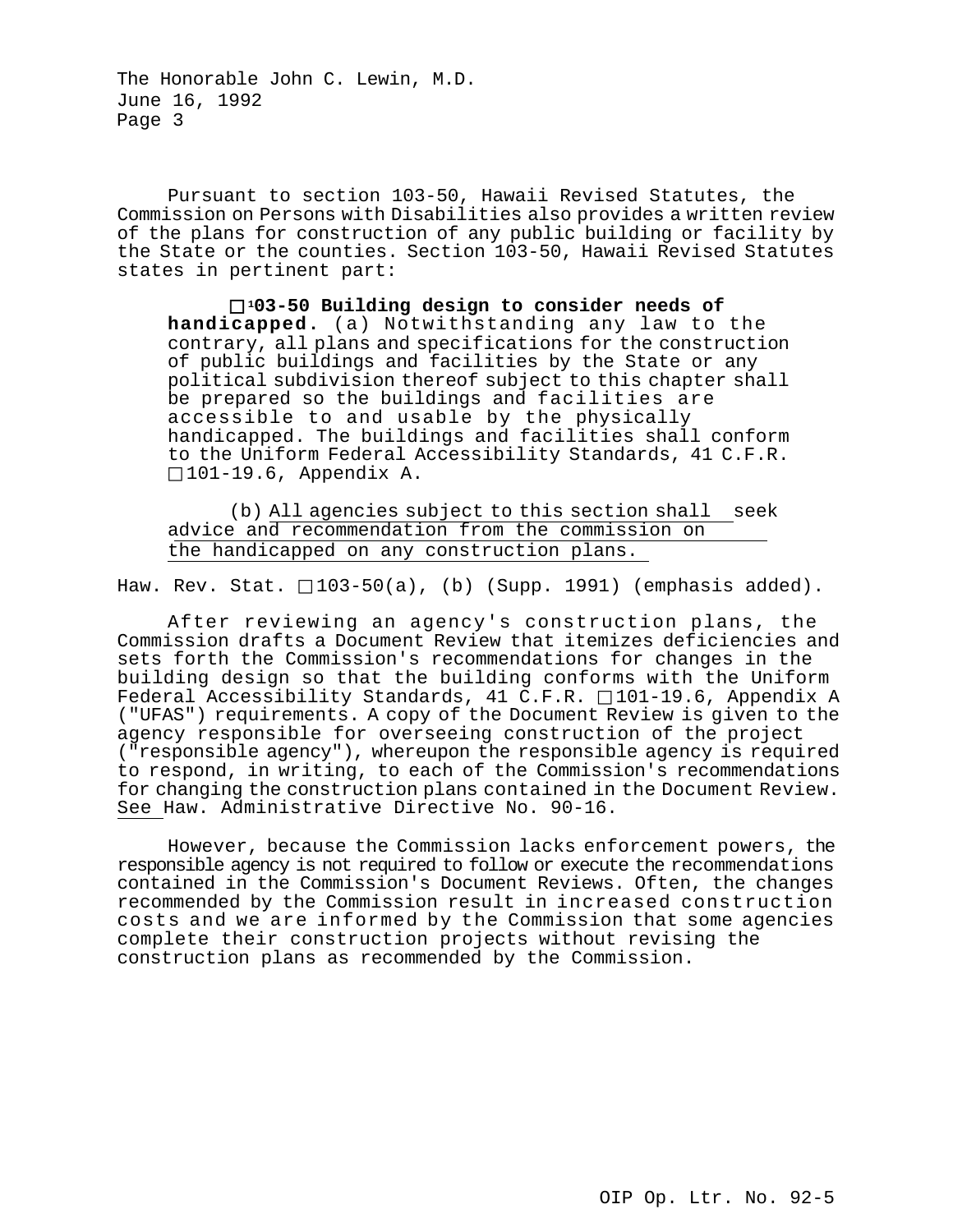Pursuant to section 103-50, Hawaii Revised Statutes, the Commission on Persons with Disabilities also provides a written review of the plans for construction of any public building or facility by the State or the counties. Section 103-50, Hawaii Revised Statutes states in pertinent part:

> **§103-50 Building design to consider needs of handicapped.** (a) Notwithstanding any law to the contrary, all plans and specifications for the construction of public buildings and facilities by the State or any political subdivision thereof subject to this chapter shall be prepared so the buildings and facilities are accessible to and usable by the physically handicapped. The buildings and facilities shall conform to the Uniform Federal Accessibility Standards, 41 C.F.R. §101-19.6, Appendix A.
>
> (b) <u>All agencies subject to this section shall seek advice and recommendation from the commission on the handicapped on any construction plans.</u>

Haw. Rev. Stat. §103-50(a), (b) (Supp. 1991) (emphasis added).

After reviewing an agency's construction plans, the Commission drafts a Document Review that itemizes deficiencies and sets forth the Commission's recommendations for changes in the building design so that the building conforms with the Uniform Federal Accessibility Standards, 41 C.F.R. §101-19.6, Appendix A ("UFAS") requirements. A copy of the Document Review is given to the agency responsible for overseeing construction of the project ("responsible agency"), whereupon the responsible agency is required to respond, in writing, to each of the Commission's recommendations for changing the construction plans contained in the Document Review. <u>See</u> Haw. Administrative Directive No. 90-16.

However, because the Commission lacks enforcement powers, the responsible agency is not required to follow or execute the recommendations contained in the Commission's Document Reviews. Often, the changes recommended by the Commission result in increased construction costs and we are informed by the Commission that some agencies complete their construction projects without revising the construction plans as recommended by the Commission.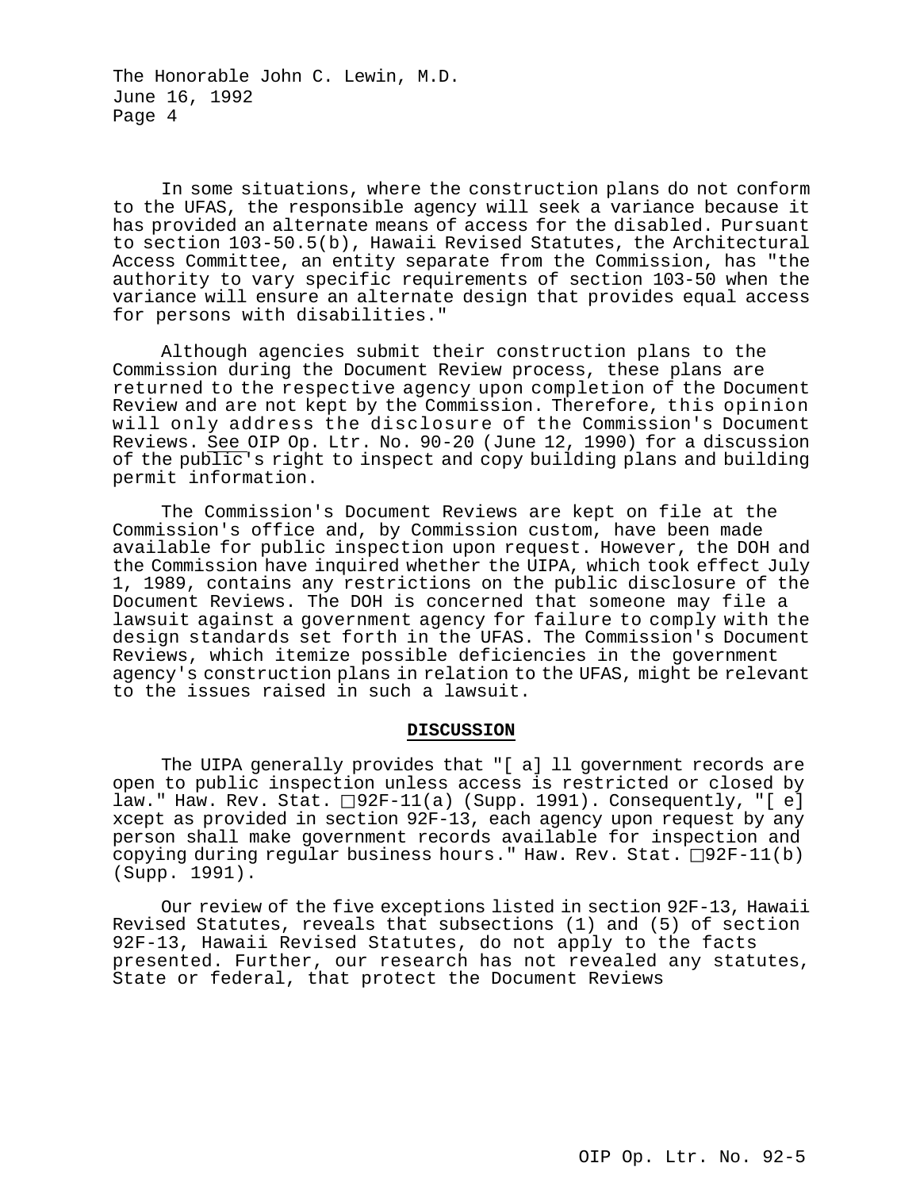In some situations, where the construction plans do not conform to the UFAS, the responsible agency will seek a variance because it has provided an alternate means of access for the disabled. Pursuant to section 103-50.5(b), Hawaii Revised Statutes, the Architectural Access Committee, an entity separate from the Commission, has "the authority to vary specific requirements of section 103-50 when the variance will ensure an alternate design that provides equal access for persons with disabilities."

Although agencies submit their construction plans to the Commission during the Document Review process, these plans are returned to the respective agency upon completion of the Document Review and are not kept by the Commission. Therefore, this opinion will only address the disclosure of the Commission's Document Reviews. See OIP Op. Ltr. No. 90-20 (June 12, 1990) for a discussion of the public's right to inspect and copy building plans and building permit information.

The Commission's Document Reviews are kept on file at the Commission's office and, by Commission custom, have been made available for public inspection upon request. However, the DOH and the Commission have inquired whether the UIPA, which took effect July 1, 1989, contains any restrictions on the public disclosure of the Document Reviews. The DOH is concerned that someone may file a lawsuit against a government agency for failure to comply with the design standards set forth in the UFAS. The Commission's Document Reviews, which itemize possible deficiencies in the government agency's construction plans in relation to the UFAS, might be relevant to the issues raised in such a lawsuit.

## DISCUSSION

The UIPA generally provides that "[ a] ll government records are open to public inspection unless access is restricted or closed by law." Haw. Rev. Stat. §92F-11(a) (Supp. 1991). Consequently, "[ e] xcept as provided in section 92F-13, each agency upon request by any person shall make government records available for inspection and copying during regular business hours." Haw. Rev. Stat. §92F-11(b) (Supp. 1991).

Our review of the five exceptions listed in section 92F-13, Hawaii Revised Statutes, reveals that subsections (1) and (5) of section 92F-13, Hawaii Revised Statutes, do not apply to the facts presented. Further, our research has not revealed any statutes, State or federal, that protect the Document Reviews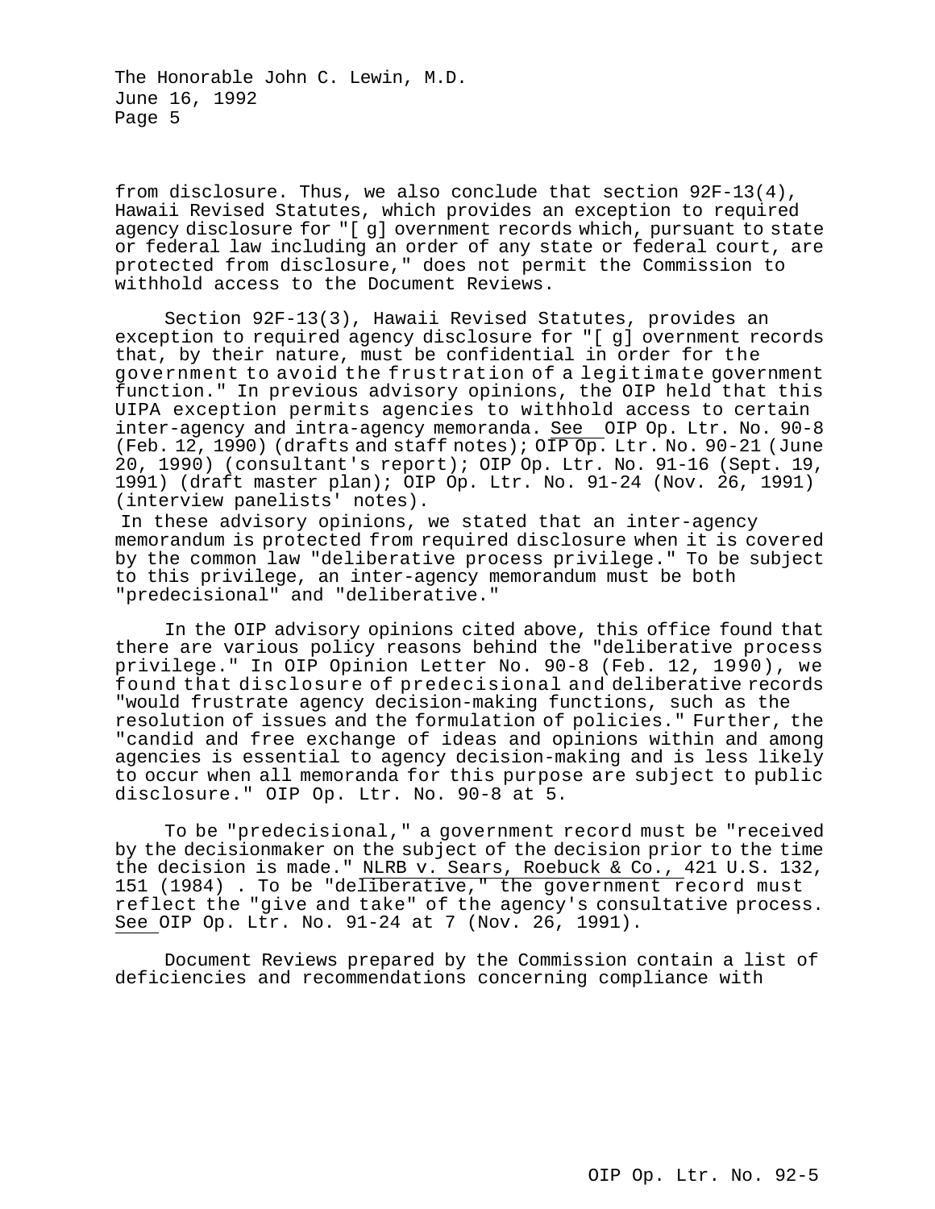from disclosure. Thus, we also conclude that section 92F-13(4), Hawaii Revised Statutes, which provides an exception to required agency disclosure for "[ g] overnment records which, pursuant to state or federal law including an order of any state or federal court, are protected from disclosure," does not permit the Commission to withhold access to the Document Reviews.

Section 92F-13(3), Hawaii Revised Statutes, provides an exception to required agency disclosure for "[ g] overnment records that, by their nature, must be confidential in order for the government to avoid the frustration of a legitimate government function." In previous advisory opinions, the OIP held that this UIPA exception permits agencies to withhold access to certain inter-agency and intra-agency memoranda. See OIP Op. Ltr. No. 90-8 (Feb. 12, 1990) (drafts and staff notes); OIP Op. Ltr. No. 90-21 (June 20, 1990) (consultant's report); OIP Op. Ltr. No. 91-16 (Sept. 19, 1991) (draft master plan); OIP Op. Ltr. No. 91-24 (Nov. 26, 1991) (interview panelists' notes). In these advisory opinions, we stated that an inter-agency memorandum is protected from required disclosure when it is covered by the common law "deliberative process privilege." To be subject to this privilege, an inter-agency memorandum must be both "predecisional" and "deliberative."

In the OIP advisory opinions cited above, this office found that there are various policy reasons behind the "deliberative process privilege." In OIP Opinion Letter No. 90-8 (Feb. 12, 1990), we found that disclosure of predecisional and deliberative records "would frustrate agency decision-making functions, such as the resolution of issues and the formulation of policies." Further, the "candid and free exchange of ideas and opinions within and among agencies is essential to agency decision-making and is less likely to occur when all memoranda for this purpose are subject to public disclosure." OIP Op. Ltr. No. 90-8 at 5.

To be "predecisional," a government record must be "received by the decisionmaker on the subject of the decision prior to the time the decision is made." NLRB v. Sears, Roebuck & Co., 421 U.S. 132, 151 (1984) . To be "deliberative," the government record must reflect the "give and take" of the agency's consultative process. See OIP Op. Ltr. No. 91-24 at 7 (Nov. 26, 1991).

Document Reviews prepared by the Commission contain a list of deficiencies and recommendations concerning compliance with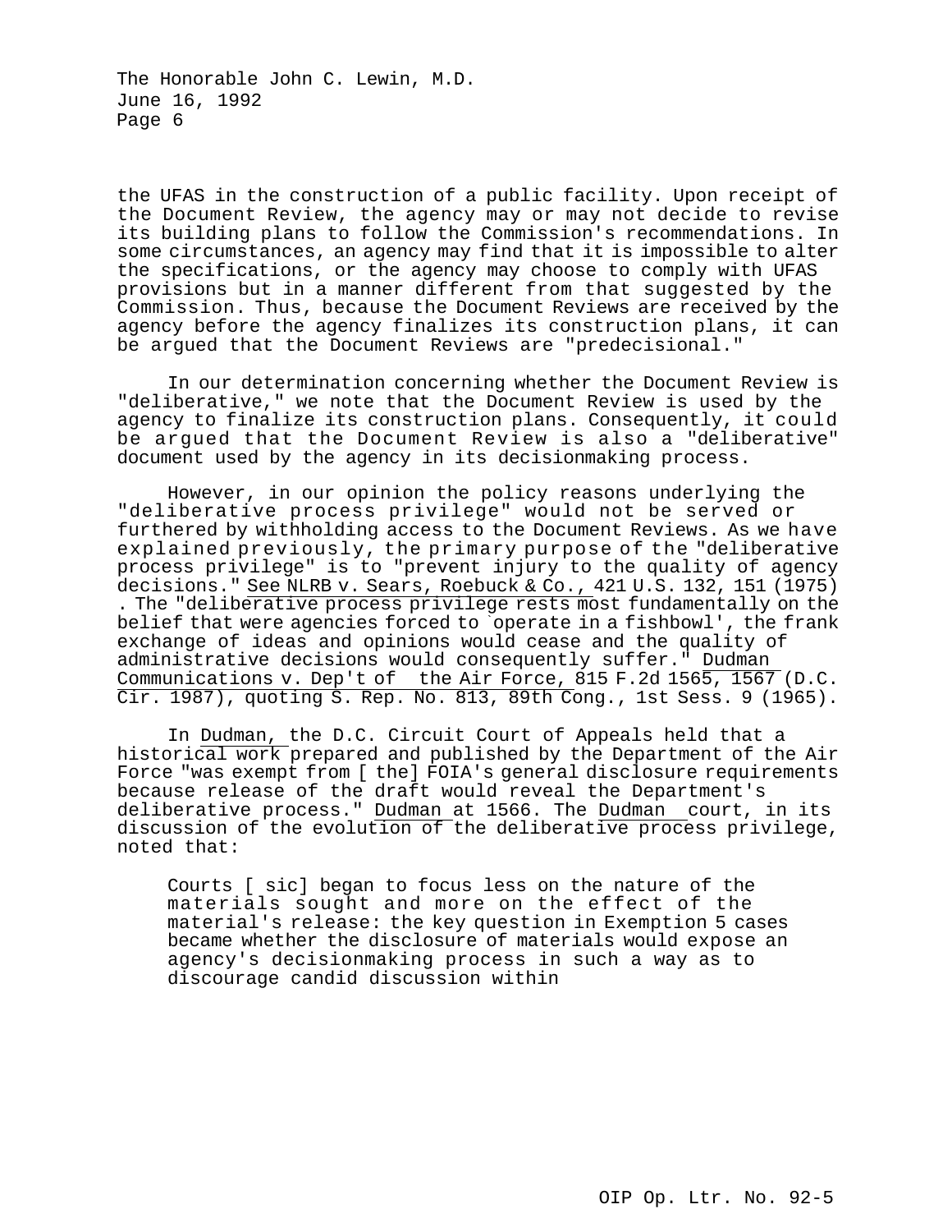the UFAS in the construction of a public facility. Upon receipt of the Document Review, the agency may or may not decide to revise its building plans to follow the Commission's recommendations. In some circumstances, an agency may find that it is impossible to alter the specifications, or the agency may choose to comply with UFAS provisions but in a manner different from that suggested by the Commission. Thus, because the Document Reviews are received by the agency before the agency finalizes its construction plans, it can be argued that the Document Reviews are "predecisional."

In our determination concerning whether the Document Review is "deliberative," we note that the Document Review is used by the agency to finalize its construction plans. Consequently, it could be argued that the Document Review is also a "deliberative" document used by the agency in its decisionmaking process.

However, in our opinion the policy reasons underlying the "deliberative process privilege" would not be served or furthered by withholding access to the Document Reviews. As we have explained previously, the primary purpose of the "deliberative process privilege" is to "prevent injury to the quality of agency decisions." See NLRB v. Sears, Roebuck & Co., 421 U.S. 132, 151 (1975). The "deliberative process privilege rests most fundamentally on the belief that were agencies forced to `operate in a fishbowl', the frank exchange of ideas and opinions would cease and the quality of administrative decisions would consequently suffer." Dudman Communications v. Dep't of the Air Force, 815 F.2d 1565, 1567 (D.C. Cir. 1987), quoting S. Rep. No. 813, 89th Cong., 1st Sess. 9 (1965).

In Dudman, the D.C. Circuit Court of Appeals held that a historical work prepared and published by the Department of the Air Force "was exempt from [ the] FOIA's general disclosure requirements because release of the draft would reveal the Department's deliberative process." Dudman at 1566. The Dudman court, in its discussion of the evolution of the deliberative process privilege, noted that:

> Courts [ sic] began to focus less on the nature of the materials sought and more on the effect of the material's release: the key question in Exemption 5 cases became whether the disclosure of materials would expose an agency's decisionmaking process in such a way as to discourage candid discussion within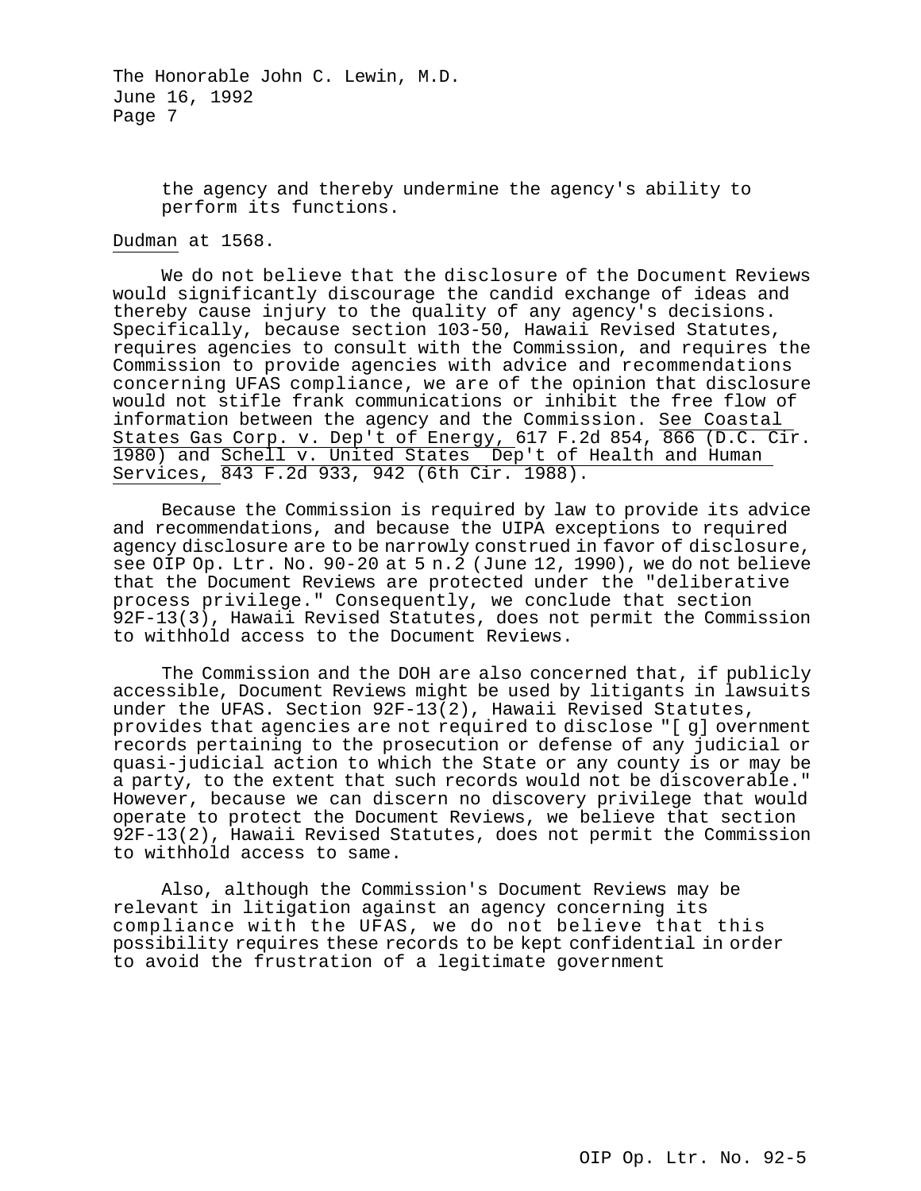the agency and thereby undermine the agency's ability to perform its functions.

Dudman at 1568.

We do not believe that the disclosure of the Document Reviews would significantly discourage the candid exchange of ideas and thereby cause injury to the quality of any agency's decisions. Specifically, because section 103-50, Hawaii Revised Statutes, requires agencies to consult with the Commission, and requires the Commission to provide agencies with advice and recommendations concerning UFAS compliance, we are of the opinion that disclosure would not stifle frank communications or inhibit the free flow of information between the agency and the Commission. See Coastal States Gas Corp. v. Dep't of Energy, 617 F.2d 854, 866 (D.C. Cir. 1980) and Schell v. United States Dep't of Health and Human Services, 843 F.2d 933, 942 (6th Cir. 1988).

Because the Commission is required by law to provide its advice and recommendations, and because the UIPA exceptions to required agency disclosure are to be narrowly construed in favor of disclosure, see OIP Op. Ltr. No. 90-20 at 5 n.2 (June 12, 1990), we do not believe that the Document Reviews are protected under the "deliberative process privilege." Consequently, we conclude that section 92F-13(3), Hawaii Revised Statutes, does not permit the Commission to withhold access to the Document Reviews.

The Commission and the DOH are also concerned that, if publicly accessible, Document Reviews might be used by litigants in lawsuits under the UFAS. Section 92F-13(2), Hawaii Revised Statutes, provides that agencies are not required to disclose "[g]overnment records pertaining to the prosecution or defense of any judicial or quasi-judicial action to which the State or any county is or may be a party, to the extent that such records would not be discoverable." However, because we can discern no discovery privilege that would operate to protect the Document Reviews, we believe that section 92F-13(2), Hawaii Revised Statutes, does not permit the Commission to withhold access to same.

Also, although the Commission's Document Reviews may be relevant in litigation against an agency concerning its compliance with the UFAS, we do not believe that this possibility requires these records to be kept confidential in order to avoid the frustration of a legitimate government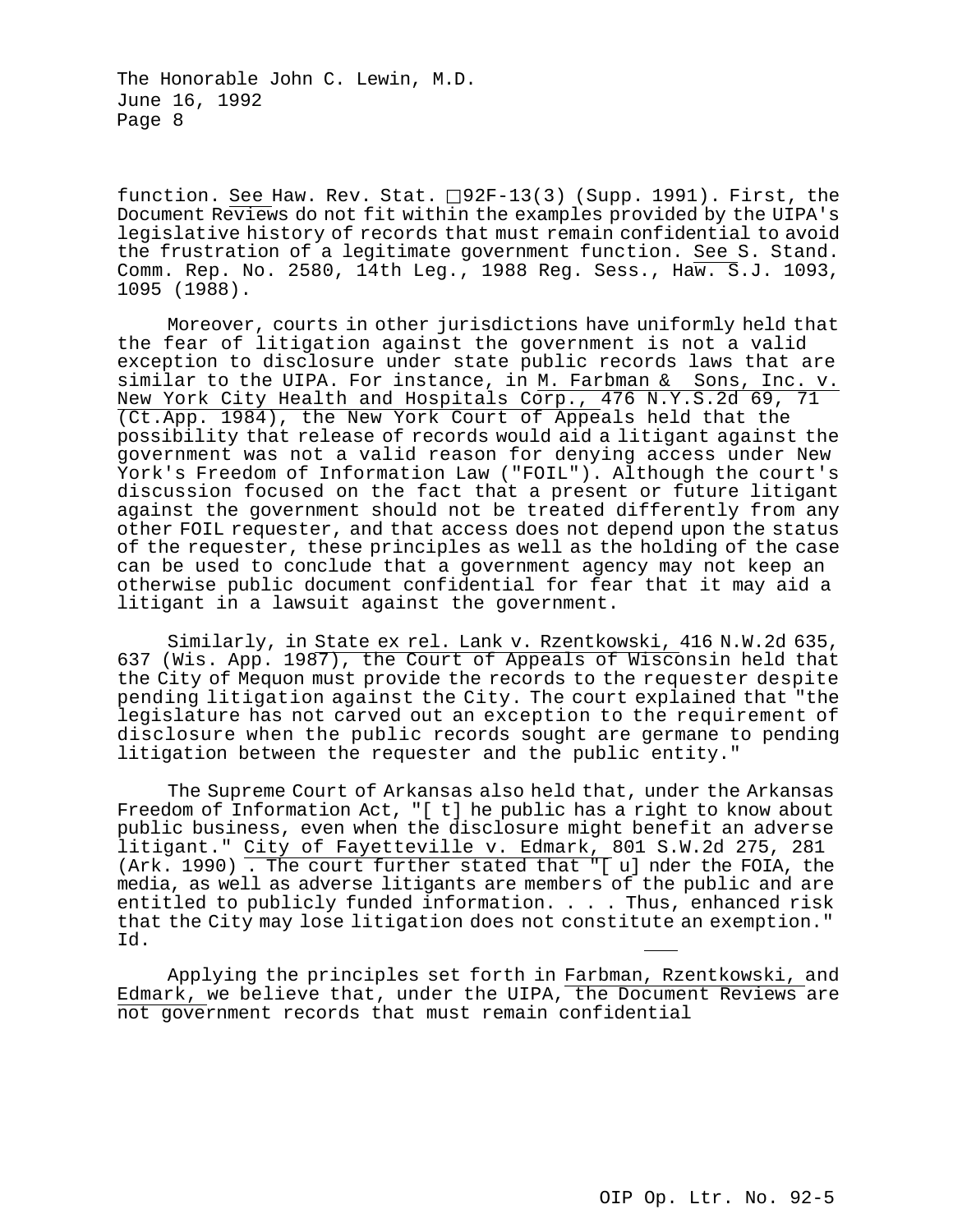function. See Haw. Rev. Stat. §92F-13(3) (Supp. 1991). First, the Document Reviews do not fit within the examples provided by the UIPA's legislative history of records that must remain confidential to avoid the frustration of a legitimate government function. See S. Stand. Comm. Rep. No. 2580, 14th Leg., 1988 Reg. Sess., Haw. S.J. 1093, 1095 (1988).

Moreover, courts in other jurisdictions have uniformly held that the fear of litigation against the government is not a valid exception to disclosure under state public records laws that are similar to the UIPA. For instance, in M. Farbman & Sons, Inc. v. New York City Health and Hospitals Corp., 476 N.Y.S.2d 69, 71 (Ct.App. 1984), the New York Court of Appeals held that the possibility that release of records would aid a litigant against the government was not a valid reason for denying access under New York's Freedom of Information Law ("FOIL"). Although the court's discussion focused on the fact that a present or future litigant against the government should not be treated differently from any other FOIL requester, and that access does not depend upon the status of the requester, these principles as well as the holding of the case can be used to conclude that a government agency may not keep an otherwise public document confidential for fear that it may aid a litigant in a lawsuit against the government.

Similarly, in State ex rel. Lank v. Rzentkowski, 416 N.W.2d 635, 637 (Wis. App. 1987), the Court of Appeals of Wisconsin held that the City of Mequon must provide the records to the requester despite pending litigation against the City. The court explained that "the legislature has not carved out an exception to the requirement of disclosure when the public records sought are germane to pending litigation between the requester and the public entity."

The Supreme Court of Arkansas also held that, under the Arkansas Freedom of Information Act, "[t]he public has a right to know about public business, even when the disclosure might benefit an adverse litigant." City of Fayetteville v. Edmark, 801 S.W.2d 275, 281 (Ark. 1990). The court further stated that "[u]nder the FOIA, the media, as well as adverse litigants are members of the public and are entitled to publicly funded information. . . . Thus, enhanced risk that the City may lose litigation does not constitute an exemption." Id.

Applying the principles set forth in Farbman, Rzentkowski, and Edmark, we believe that, under the UIPA, the Document Reviews are not government records that must remain confidential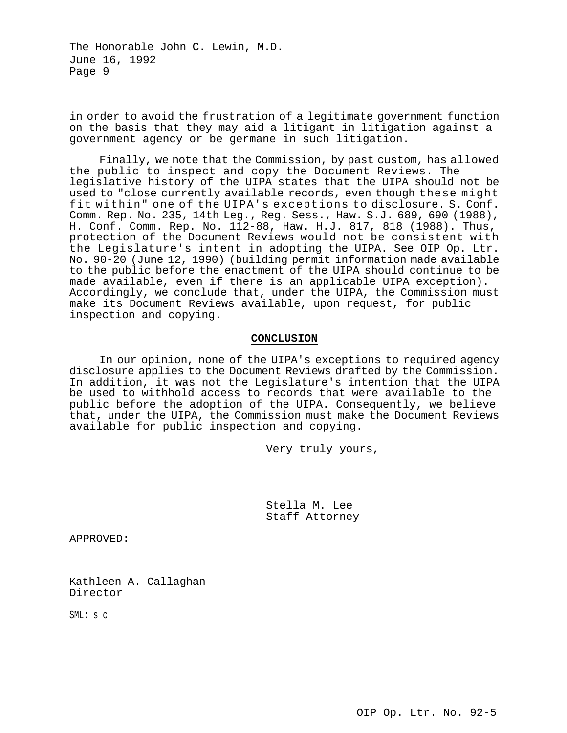in order to avoid the frustration of a legitimate government function on the basis that they may aid a litigant in litigation against a government agency or be germane in such litigation.

Finally, we note that the Commission, by past custom, has allowed the public to inspect and copy the Document Reviews. The legislative history of the UIPA states that the UIPA should not be used to "close currently available records, even though these might fit within" one of the UIPA's exceptions to disclosure. S. Conf. Comm. Rep. No. 235, 14th Leg., Reg. Sess., Haw. S.J. 689, 690 (1988), H. Conf. Comm. Rep. No. 112-88, Haw. H.J. 817, 818 (1988). Thus, protection of the Document Reviews would not be consistent with the Legislature's intent in adopting the UIPA. See OIP Op. Ltr. No. 90-20 (June 12, 1990) (building permit information made available to the public before the enactment of the UIPA should continue to be made available, even if there is an applicable UIPA exception). Accordingly, we conclude that, under the UIPA, the Commission must make its Document Reviews available, upon request, for public inspection and copying.

## CONCLUSION

In our opinion, none of the UIPA's exceptions to required agency disclosure applies to the Document Reviews drafted by the Commission. In addition, it was not the Legislature's intention that the UIPA be used to withhold access to records that were available to the public before the adoption of the UIPA. Consequently, we believe that, under the UIPA, the Commission must make the Document Reviews available for public inspection and copying.

Very truly yours,

Stella M. Lee
Staff Attorney

APPROVED:

Kathleen A. Callaghan
Director

SML: s c